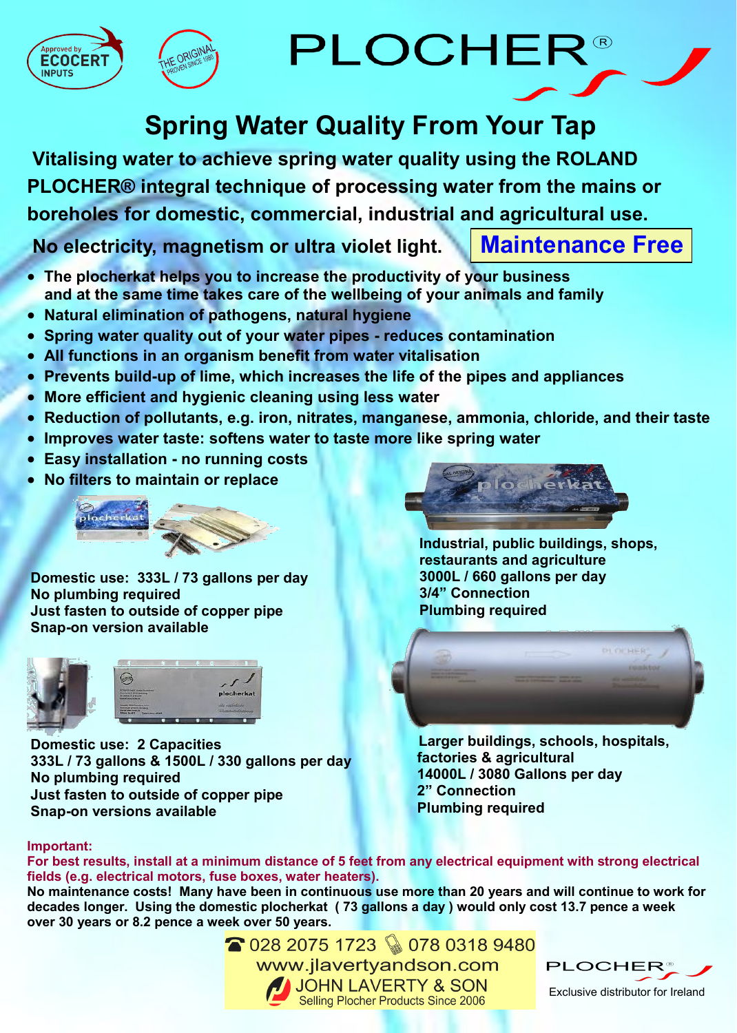Approved by ECOCERT INPUTS

THE ORIGINAL PROVEN SINCE 1980

# PLOCHER®

## Spring Water Quality From Your Tap

**Vitalising water to achieve spring water quality using the ROLAND PLOCHER® integral technique of processing water from the mains or boreholes for domestic, commercial, industrial and agricultural use.**

**No electricity, magnetism or ultra violet light.** **Maintenance Free**

- **The plocherkat helps you to increase the productivity of your business and at the same time takes care of the wellbeing of your animals and family**
- **Natural elimination of pathogens, natural hygiene**
- **Spring water quality out of your water pipes - reduces contamination**
- **All functions in an organism benefit from water vitalisation**
- **Prevents build-up of lime, which increases the life of the pipes and appliances**
- **More efficient and hygienic cleaning using less water**
- **Reduction of pollutants, e.g. iron, nitrates, manganese, ammonia, chloride, and their taste**
- **Improves water taste: softens water to taste more like spring water**
- **Easy installation - no running costs**
- **No filters to maintain or replace**

**Domestic use: 333L / 73 gallons per day**
**No plumbing required**
**Just fasten to outside of copper pipe**
**Snap-on version available**

**Industrial, public buildings, shops, restaurants and agriculture**
**3000L / 660 gallons per day**
**3/4" Connection**
**Plumbing required**

**Domestic use: 2 Capacities**
**333L / 73 gallons & 1500L / 330 gallons per day**
**No plumbing required**
**Just fasten to outside of copper pipe**
**Snap-on versions available**

**Larger buildings, schools, hospitals, factories & agricultural**
**14000L / 3080 Gallons per day**
**2" Connection**
**Plumbing required**

**Important:**
**For best results, install at a minimum distance of 5 feet from any electrical equipment with strong electrical fields (e.g. electrical motors, fuse boxes, water heaters).**

**No maintenance costs! Many have been in continuous use more than 20 years and will continue to work for decades longer. Using the domestic plocherkat ( 73 gallons a day ) would only cost 13.7 pence a week over 30 years or 8.2 pence a week over 50 years.**

☎ 028 2075 1723 078 0318 9480
www.jlavertyandson.com
JOHN LAVERTY & SON
Selling Plocher Products Since 2006

PLOCHER®
Exclusive distributor for Ireland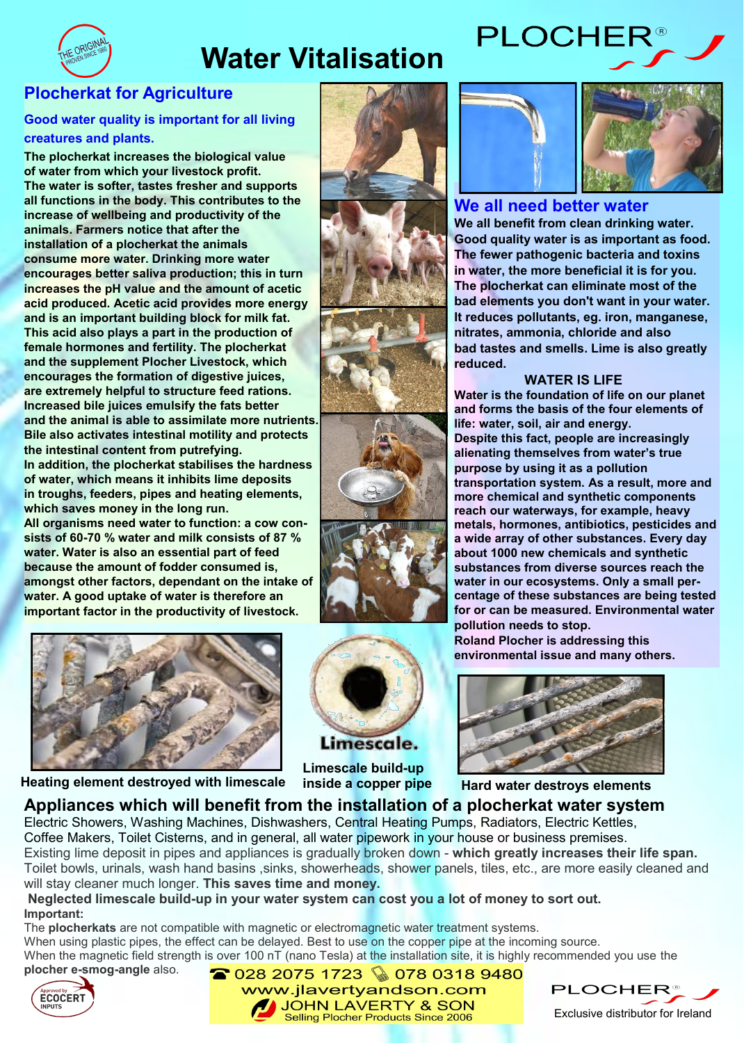# Water Vitalisation

## Plocherkat for Agriculture

**Good water quality is important for all living creatures and plants.**

**The plocherkat increases the biological value of water from which your livestock profit. The water is softer, tastes fresher and supports all functions in the body. This contributes to the increase of wellbeing and productivity of the animals. Farmers notice that after the installation of a plocherkat the animals consume more water. Drinking more water encourages better saliva production; this in turn increases the pH value and the amount of acetic acid produced. Acetic acid provides more energy and is an important building block for milk fat. This acid also plays a part in the production of female hormones and fertility. The plocherkat and the supplement Plocher Livestock, which encourages the formation of digestive juices, are extremely helpful to structure feed rations. Increased bile juices emulsify the fats better and the animal is able to assimilate more nutrients. Bile also activates intestinal motility and protects the intestinal content from putrefying.**

**In addition, the plocherkat stabilises the hardness of water, which means it inhibits lime deposits in troughs, feeders, pipes and heating elements, which saves money in the long run.**

**All organisms need water to function: a cow consists of 60-70 % water and milk consists of 87 % water. Water is also an essential part of feed because the amount of fodder consumed is, amongst other factors, dependant on the intake of water. A good uptake of water is therefore an important factor in the productivity of livestock.**

## We all need better water

**We all benefit from clean drinking water. Good quality water is as important as food. The fewer pathogenic bacteria and toxins in water, the more beneficial it is for you. The plocherkat can eliminate most of the bad elements you don't want in your water. It reduces pollutants, eg. iron, manganese, nitrates, ammonia, chloride and also bad tastes and smells. Lime is also greatly reduced.**

**WATER IS LIFE**

**Water is the foundation of life on our planet and forms the basis of the four elements of life: water, soil, air and energy. Despite this fact, people are increasingly alienating themselves from water's true purpose by using it as a pollution transportation system. As a result, more and more chemical and synthetic components reach our waterways, for example, heavy metals, hormones, antibiotics, pesticides and a wide array of other substances. Every day about 1000 new chemicals and synthetic substances from diverse sources reach the water in our ecosystems. Only a small percentage of these substances are being tested for or can be measured. Environmental water pollution needs to stop.**

**Roland Plocher is addressing this environmental issue and many others.**

**Heating element destroyed with limescale**

Limescale.

**Limescale build-up inside a copper pipe**

**Hard water destroys elements**

## Appliances which will benefit from the installation of a plocherkat water system

Electric Showers, Washing Machines, Dishwashers, Central Heating Pumps, Radiators, Electric Kettles, Coffee Makers, Toilet Cisterns, and in general, all water pipework in your house or business premises.

Existing lime deposit in pipes and appliances is gradually broken down - **which greatly increases their life span.**

Toilet bowls, urinals, wash hand basins ,sinks, showerheads, shower panels, tiles, etc., are more easily cleaned and will stay cleaner much longer. **This saves time and money.**

**Neglected limescale build-up in your water system can cost you a lot of money to sort out.**

**Important:**

The **plocherkats** are not compatible with magnetic or electromagnetic water treatment systems.

When using plastic pipes, the effect can be delayed. Best to use on the copper pipe at the incoming source.

When the magnetic field strength is over 100 nT (nano Tesla) at the installation site, it is highly recommended you use the **plocher e-smog-angle** also.

028 2075 1723 078 0318 9480
www.jlavertyandson.com
JOHN LAVERTY & SON
Selling Plocher Products Since 2006

PLOCHER®
Exclusive distributor for Ireland